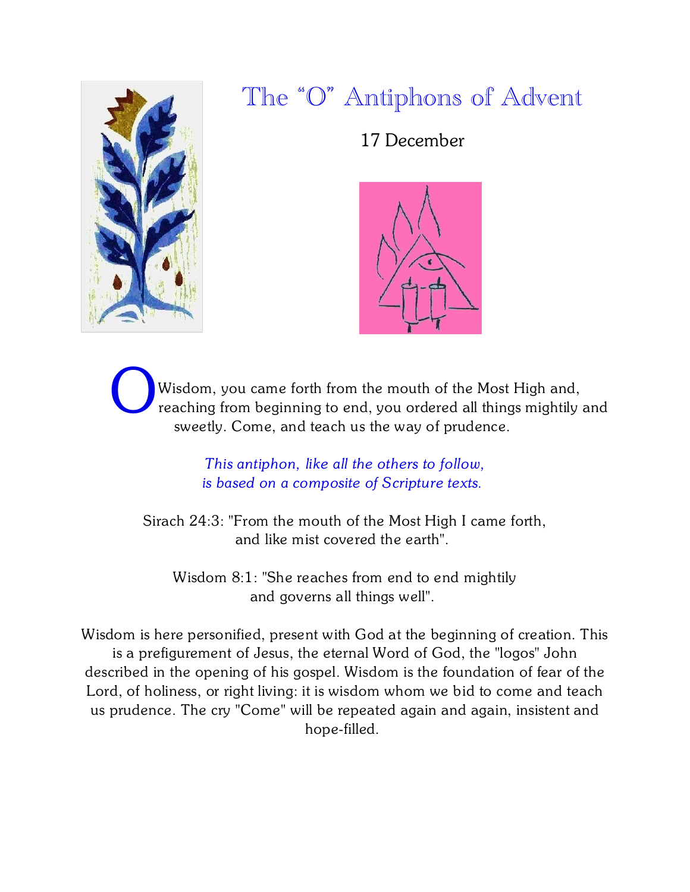# The "O" Antiphons of Advent

17 December

O Wisdom, you came forth from the mouth of the Most High and, reaching from beginning to end, you ordered all things mightily and sweetly. Come, and teach us the way of prudence.

*This antiphon, like all the others to follow, is based on a composite of Scripture texts.*

Sirach 24:3: "From the mouth of the Most High I came forth, and like mist covered the earth".

Wisdom 8:1: "She reaches from end to end mightily and governs all things well".

Wisdom is here personified, present with God at the beginning of creation. This is a prefigurement of Jesus, the eternal Word of God, the "logos" John described in the opening of his gospel. Wisdom is the foundation of fear of the Lord, of holiness, or right living: it is wisdom whom we bid to come and teach us prudence. The cry "Come" will be repeated again and again, insistent and hope-filled.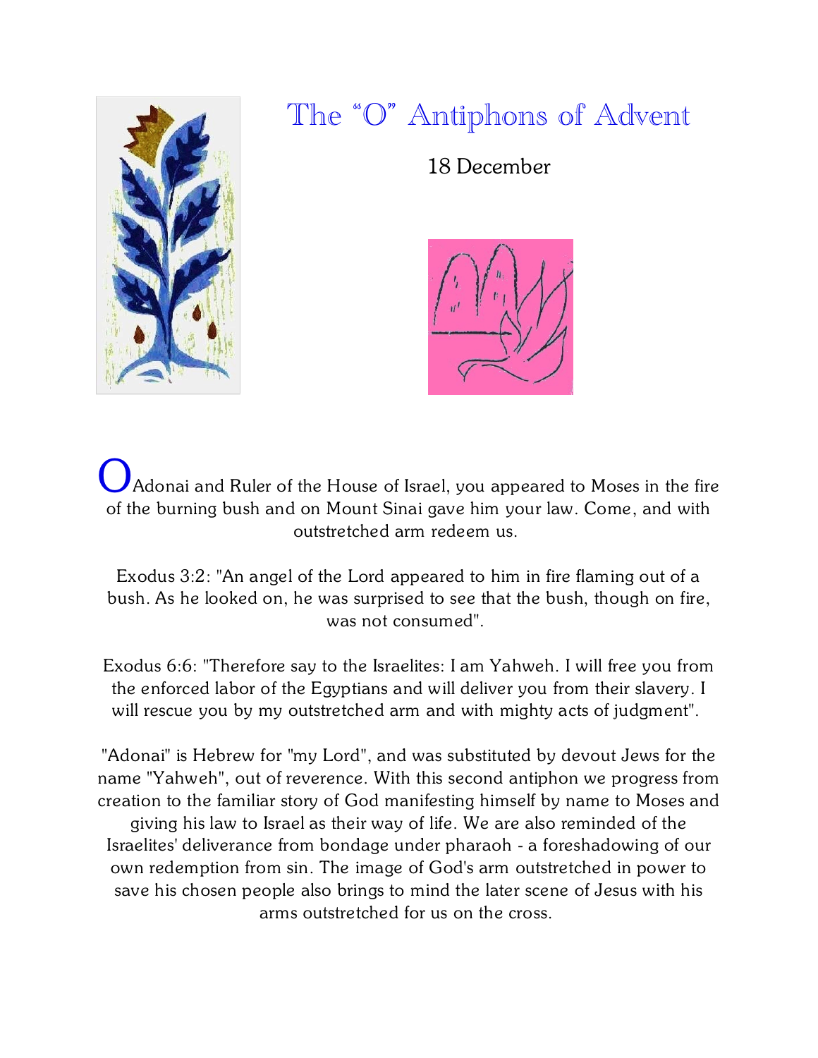# The "O" Antiphons of Advent

18 December

O Adonai and Ruler of the House of Israel, you appeared to Moses in the fire of the burning bush and on Mount Sinai gave him your law. Come, and with outstretched arm redeem us.

Exodus 3:2: "An angel of the Lord appeared to him in fire flaming out of a bush. As he looked on, he was surprised to see that the bush, though on fire, was not consumed".

Exodus 6:6: "Therefore say to the Israelites: I am Yahweh. I will free you from the enforced labor of the Egyptians and will deliver you from their slavery. I will rescue you by my outstretched arm and with mighty acts of judgment".

"Adonai" is Hebrew for "my Lord", and was substituted by devout Jews for the name "Yahweh", out of reverence. With this second antiphon we progress from creation to the familiar story of God manifesting himself by name to Moses and giving his law to Israel as their way of life. We are also reminded of the Israelites' deliverance from bondage under pharaoh - a foreshadowing of our own redemption from sin. The image of God's arm outstretched in power to save his chosen people also brings to mind the later scene of Jesus with his arms outstretched for us on the cross.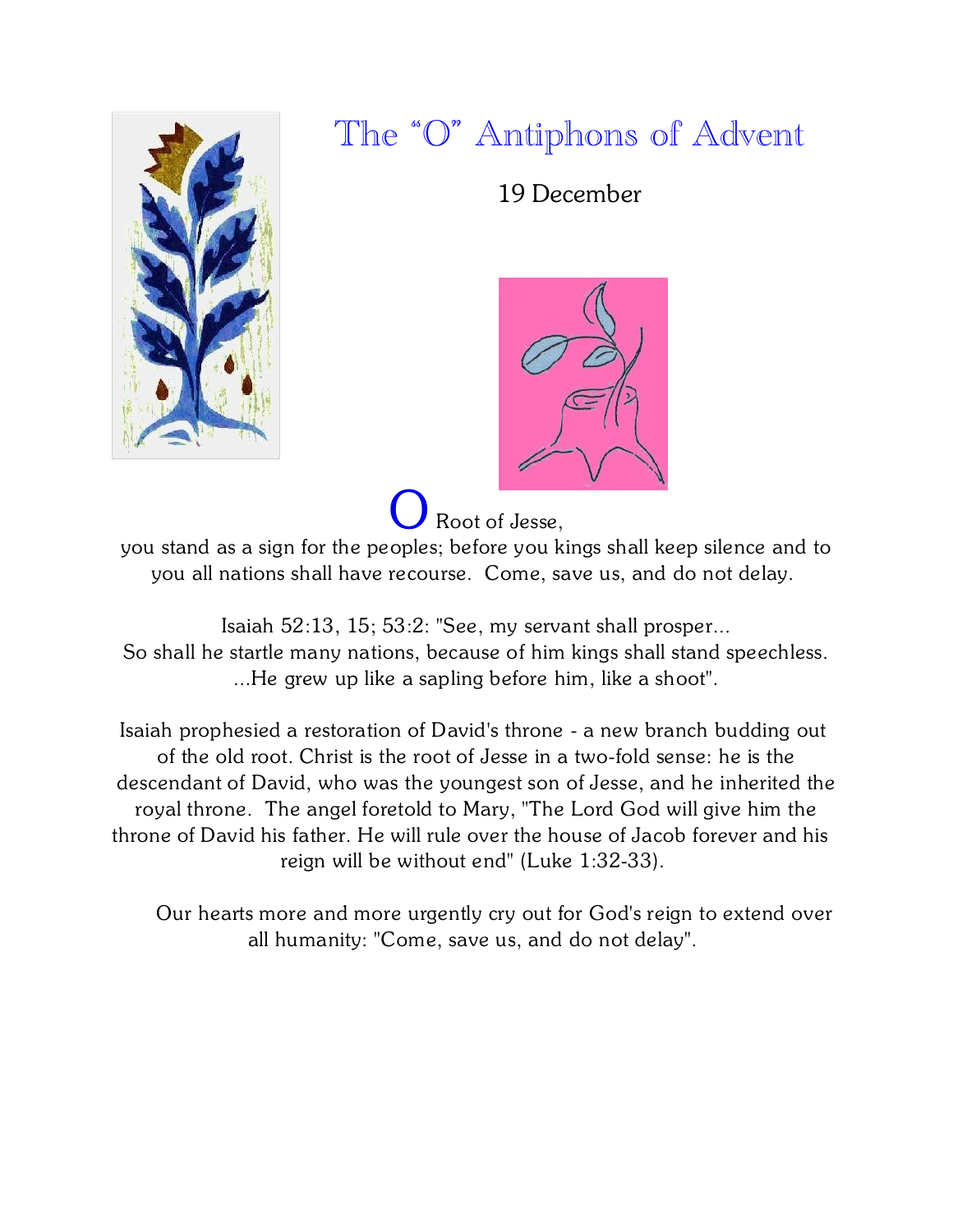# The "O" Antiphons of Advent

19 December

O Root of Jesse,
you stand as a sign for the peoples; before you kings shall keep silence and to you all nations shall have recourse. Come, save us, and do not delay.

Isaiah 52:13, 15; 53:2: "See, my servant shall prosper...
So shall he startle many nations, because of him kings shall stand speechless.
...He grew up like a sapling before him, like a shoot".

Isaiah prophesied a restoration of David's throne - a new branch budding out of the old root. Christ is the root of Jesse in a two-fold sense: he is the descendant of David, who was the youngest son of Jesse, and he inherited the royal throne. The angel foretold to Mary, "The Lord God will give him the throne of David his father. He will rule over the house of Jacob forever and his reign will be without end" (Luke 1:32-33).

Our hearts more and more urgently cry out for God's reign to extend over all humanity: "Come, save us, and do not delay".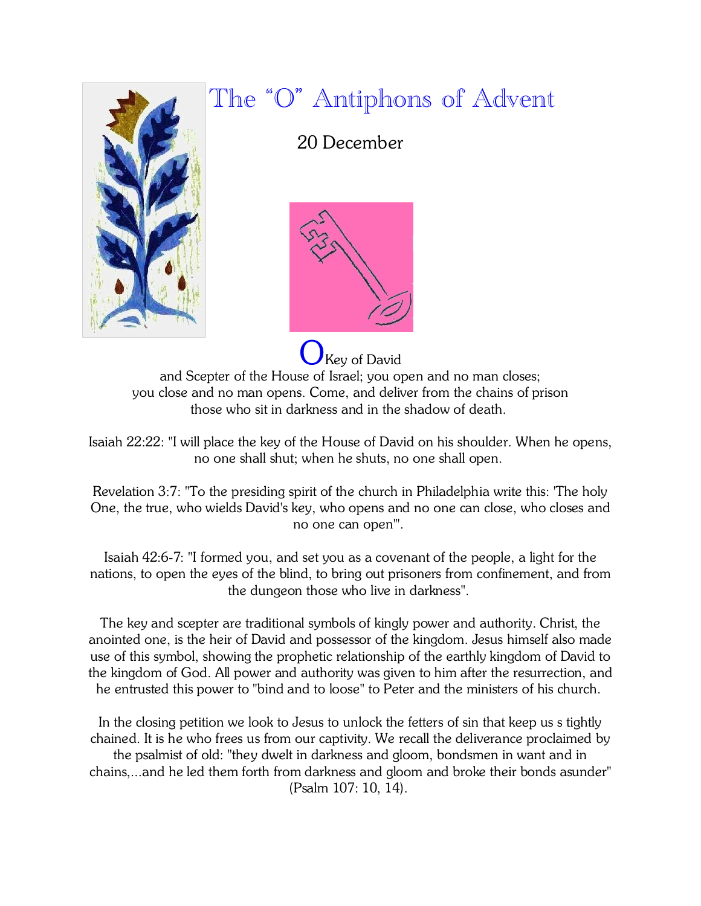# The "O" Antiphons of Advent

20 December

O Key of David
and Scepter of the House of Israel; you open and no man closes;
you close and no man opens. Come, and deliver from the chains of prison
those who sit in darkness and in the shadow of death.

Isaiah 22:22: "I will place the key of the House of David on his shoulder. When he opens, no one shall shut; when he shuts, no one shall open.

Revelation 3:7: "To the presiding spirit of the church in Philadelphia write this: 'The holy One, the true, who wields David's key, who opens and no one can close, who closes and no one can open'".

Isaiah 42:6-7: "I formed you, and set you as a covenant of the people, a light for the nations, to open the eyes of the blind, to bring out prisoners from confinement, and from the dungeon those who live in darkness".

The key and scepter are traditional symbols of kingly power and authority. Christ, the anointed one, is the heir of David and possessor of the kingdom. Jesus himself also made use of this symbol, showing the prophetic relationship of the earthly kingdom of David to the kingdom of God. All power and authority was given to him after the resurrection, and he entrusted this power to "bind and to loose" to Peter and the ministers of his church.

In the closing petition we look to Jesus to unlock the fetters of sin that keep us s tightly chained. It is he who frees us from our captivity. We recall the deliverance proclaimed by the psalmist of old: "they dwelt in darkness and gloom, bondsmen in want and in chains,...and he led them forth from darkness and gloom and broke their bonds asunder" (Psalm 107: 10, 14).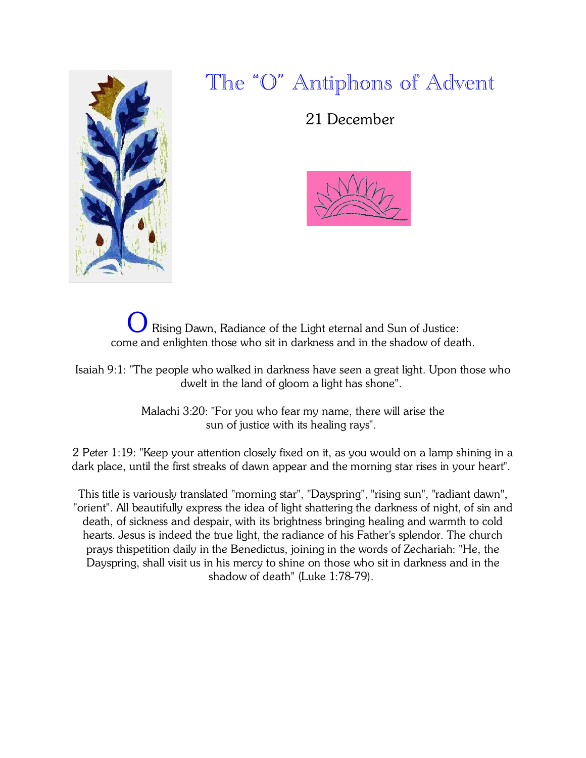# The "O" Antiphons of Advent

21 December

O Rising Dawn, Radiance of the Light eternal and Sun of Justice:
come and enlighten those who sit in darkness and in the shadow of death.

Isaiah 9:1: "The people who walked in darkness have seen a great light. Upon those who dwelt in the land of gloom a light has shone".

Malachi 3:20: "For you who fear my name, there will arise the sun of justice with its healing rays".

2 Peter 1:19: "Keep your attention closely fixed on it, as you would on a lamp shining in a dark place, until the first streaks of dawn appear and the morning star rises in your heart".

This title is variously translated "morning star", "Dayspring", "rising sun", "radiant dawn", "orient". All beautifully express the idea of light shattering the darkness of night, of sin and death, of sickness and despair, with its brightness bringing healing and warmth to cold hearts. Jesus is indeed the true light, the radiance of his Father's splendor. The church prays thispetition daily in the Benedictus, joining in the words of Zechariah: "He, the Dayspring, shall visit us in his mercy to shine on those who sit in darkness and in the shadow of death" (Luke 1:78-79).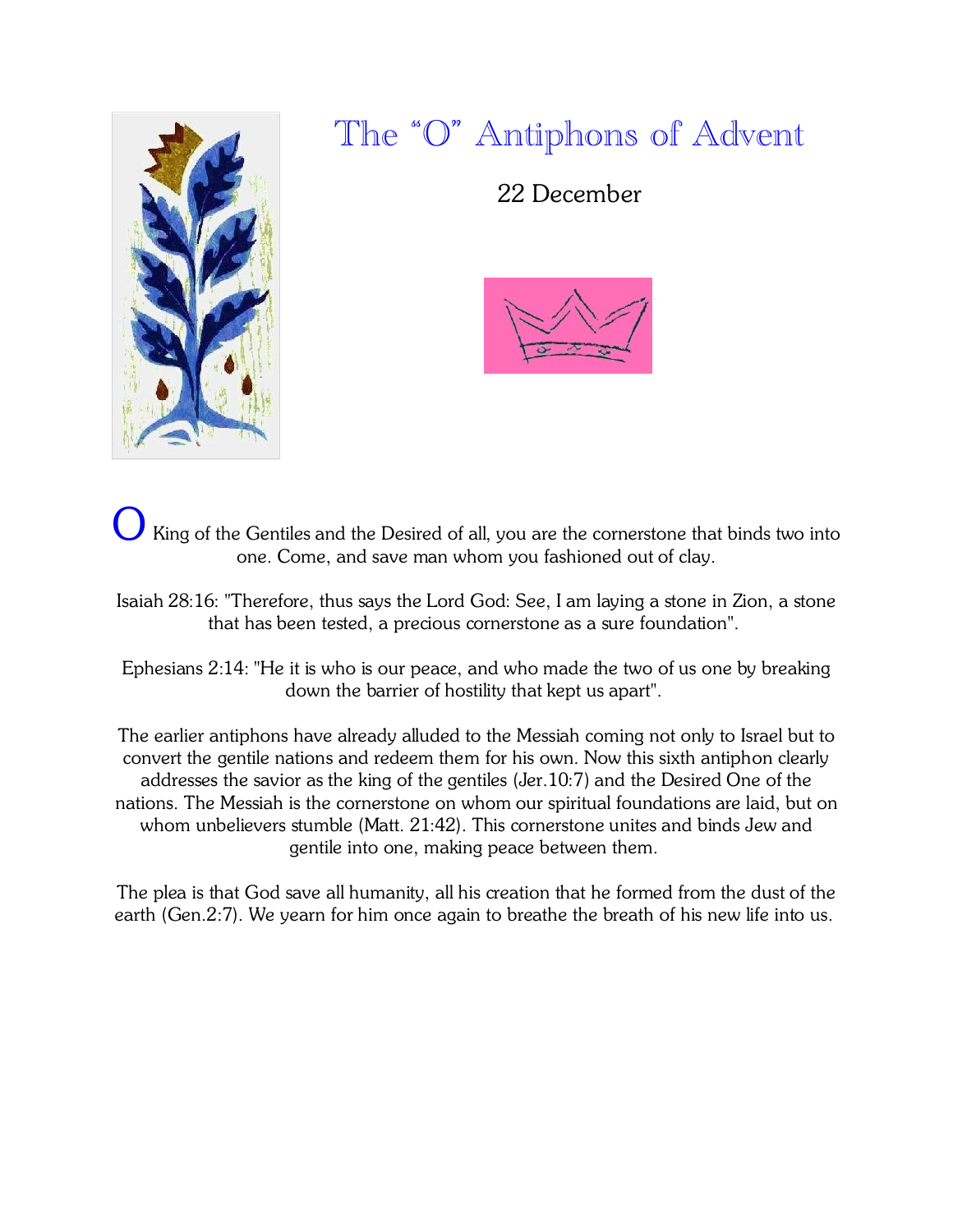# The "O" Antiphons of Advent

22 December

O King of the Gentiles and the Desired of all, you are the cornerstone that binds two into one. Come, and save man whom you fashioned out of clay.

Isaiah 28:16: "Therefore, thus says the Lord God: See, I am laying a stone in Zion, a stone that has been tested, a precious cornerstone as a sure foundation".

Ephesians 2:14: "He it is who is our peace, and who made the two of us one by breaking down the barrier of hostility that kept us apart".

The earlier antiphons have already alluded to the Messiah coming not only to Israel but to convert the gentile nations and redeem them for his own. Now this sixth antiphon clearly addresses the savior as the king of the gentiles (Jer.10:7) and the Desired One of the nations. The Messiah is the cornerstone on whom our spiritual foundations are laid, but on whom unbelievers stumble (Matt. 21:42). This cornerstone unites and binds Jew and gentile into one, making peace between them.

The plea is that God save all humanity, all his creation that he formed from the dust of the earth (Gen.2:7). We yearn for him once again to breathe the breath of his new life into us.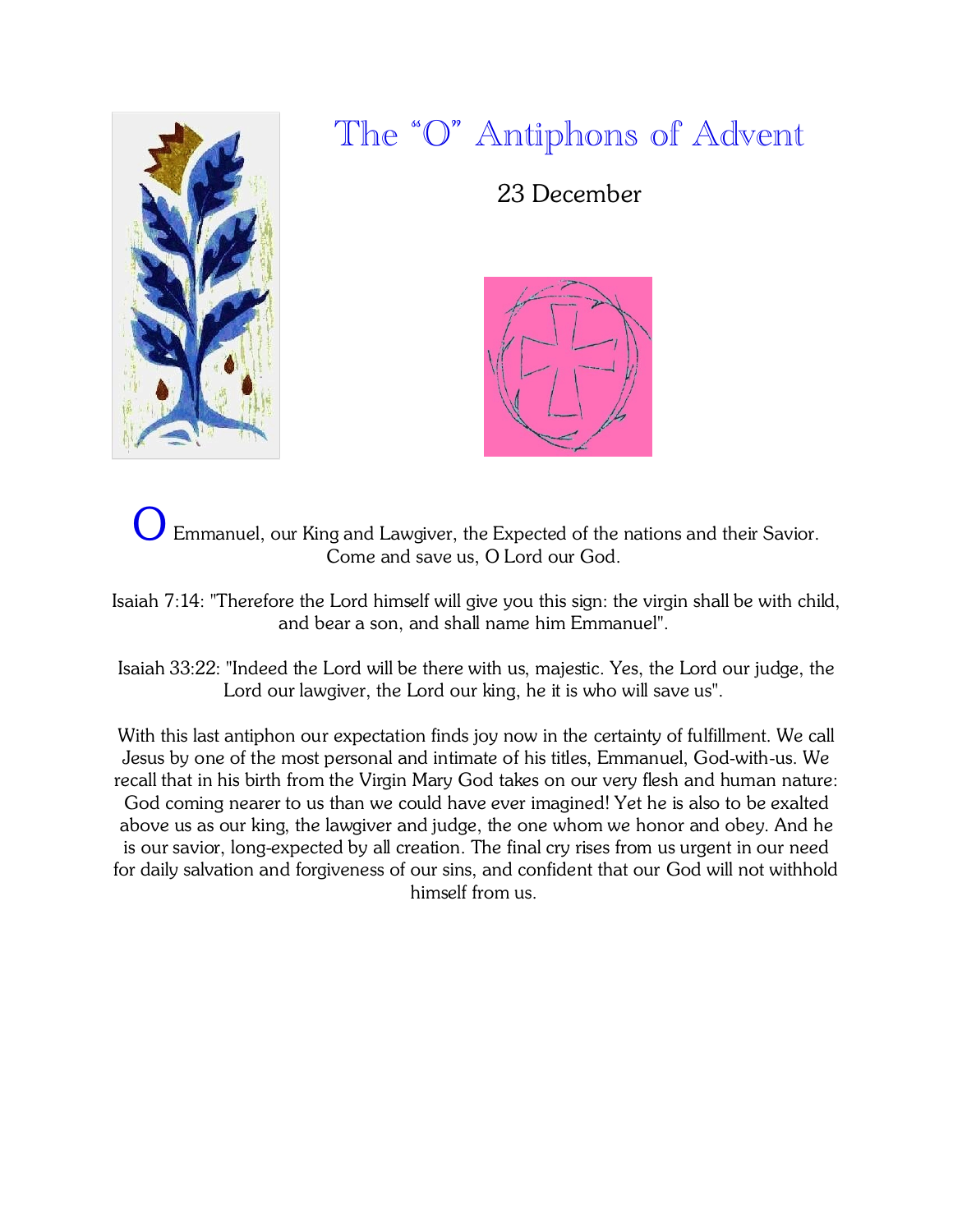# The "O" Antiphons of Advent

23 December

O Emmanuel, our King and Lawgiver, the Expected of the nations and their Savior. Come and save us, O Lord our God.

Isaiah 7:14: "Therefore the Lord himself will give you this sign: the virgin shall be with child, and bear a son, and shall name him Emmanuel".

Isaiah 33:22: "Indeed the Lord will be there with us, majestic. Yes, the Lord our judge, the Lord our lawgiver, the Lord our king, he it is who will save us".

With this last antiphon our expectation finds joy now in the certainty of fulfillment. We call Jesus by one of the most personal and intimate of his titles, Emmanuel, God-with-us. We recall that in his birth from the Virgin Mary God takes on our very flesh and human nature: God coming nearer to us than we could have ever imagined! Yet he is also to be exalted above us as our king, the lawgiver and judge, the one whom we honor and obey. And he is our savior, long-expected by all creation. The final cry rises from us urgent in our need for daily salvation and forgiveness of our sins, and confident that our God will not withhold himself from us.